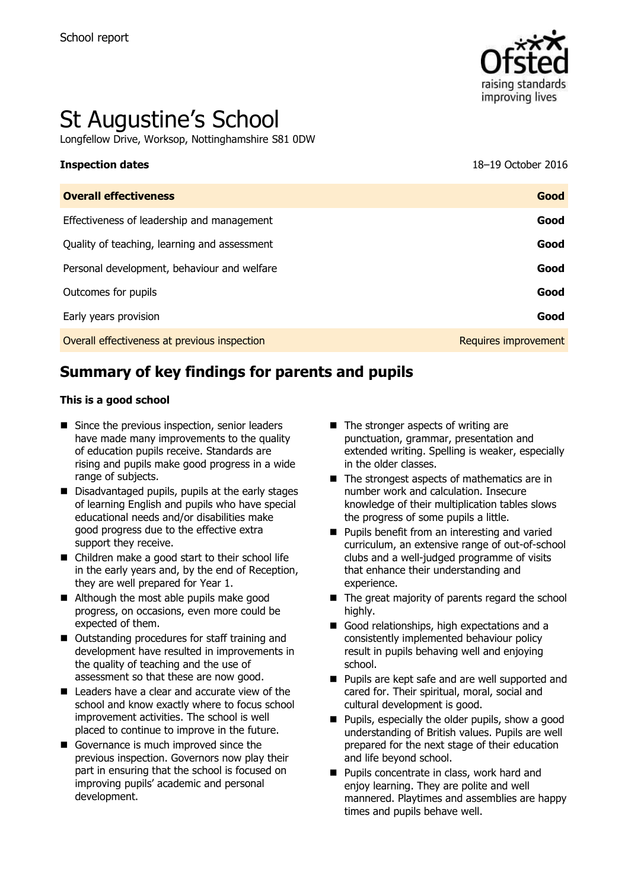School report

# St Augustine's School

Longfellow Drive, Worksop, Nottinghamshire S81 0DW

**Inspection dates** 18–19 October 2016

| **Overall effectiveness** | **Good** |
| --- | --- |
| Effectiveness of leadership and management | **Good** |
| Quality of teaching, learning and assessment | **Good** |
| Personal development, behaviour and welfare | **Good** |
| Outcomes for pupils | **Good** |
| Early years provision | **Good** |
| Overall effectiveness at previous inspection | Requires improvement |

## Summary of key findings for parents and pupils

**This is a good school**

- Since the previous inspection, senior leaders have made many improvements to the quality of education pupils receive. Standards are rising and pupils make good progress in a wide range of subjects.
- Disadvantaged pupils, pupils at the early stages of learning English and pupils who have special educational needs and/or disabilities make good progress due to the effective extra support they receive.
- Children make a good start to their school life in the early years and, by the end of Reception, they are well prepared for Year 1.
- Although the most able pupils make good progress, on occasions, even more could be expected of them.
- Outstanding procedures for staff training and development have resulted in improvements in the quality of teaching and the use of assessment so that these are now good.
- Leaders have a clear and accurate view of the school and know exactly where to focus school improvement activities. The school is well placed to continue to improve in the future.
- Governance is much improved since the previous inspection. Governors now play their part in ensuring that the school is focused on improving pupils' academic and personal development.
- The stronger aspects of writing are punctuation, grammar, presentation and extended writing. Spelling is weaker, especially in the older classes.
- The strongest aspects of mathematics are in number work and calculation. Insecure knowledge of their multiplication tables slows the progress of some pupils a little.
- Pupils benefit from an interesting and varied curriculum, an extensive range of out-of-school clubs and a well-judged programme of visits that enhance their understanding and experience.
- The great majority of parents regard the school highly.
- Good relationships, high expectations and a consistently implemented behaviour policy result in pupils behaving well and enjoying school.
- Pupils are kept safe and are well supported and cared for. Their spiritual, moral, social and cultural development is good.
- Pupils, especially the older pupils, show a good understanding of British values. Pupils are well prepared for the next stage of their education and life beyond school.
- Pupils concentrate in class, work hard and enjoy learning. They are polite and well mannered. Playtimes and assemblies are happy times and pupils behave well.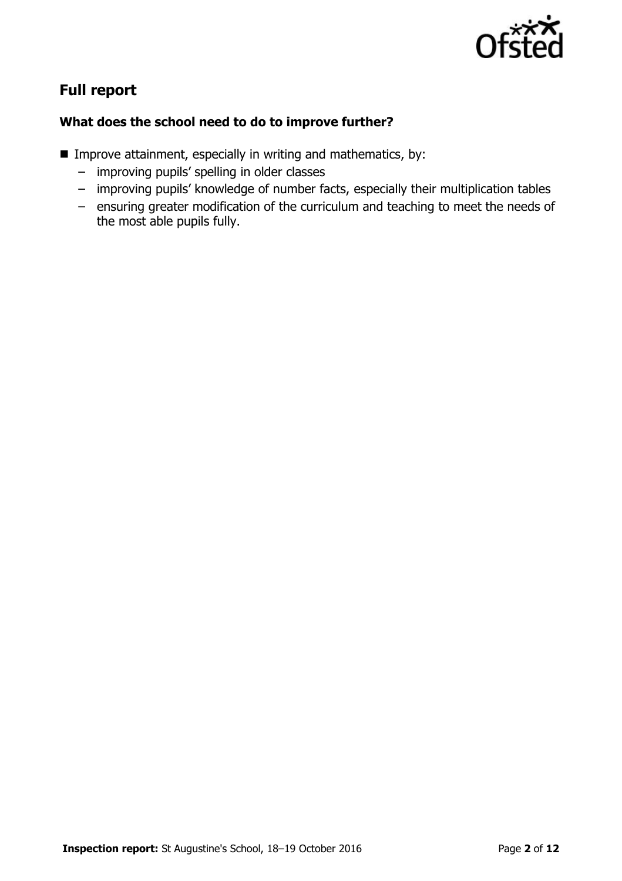## Full report

### What does the school need to do to improve further?

- Improve attainment, especially in writing and mathematics, by:
  - improving pupils' spelling in older classes
  - improving pupils' knowledge of number facts, especially their multiplication tables
  - ensuring greater modification of the curriculum and teaching to meet the needs of the most able pupils fully.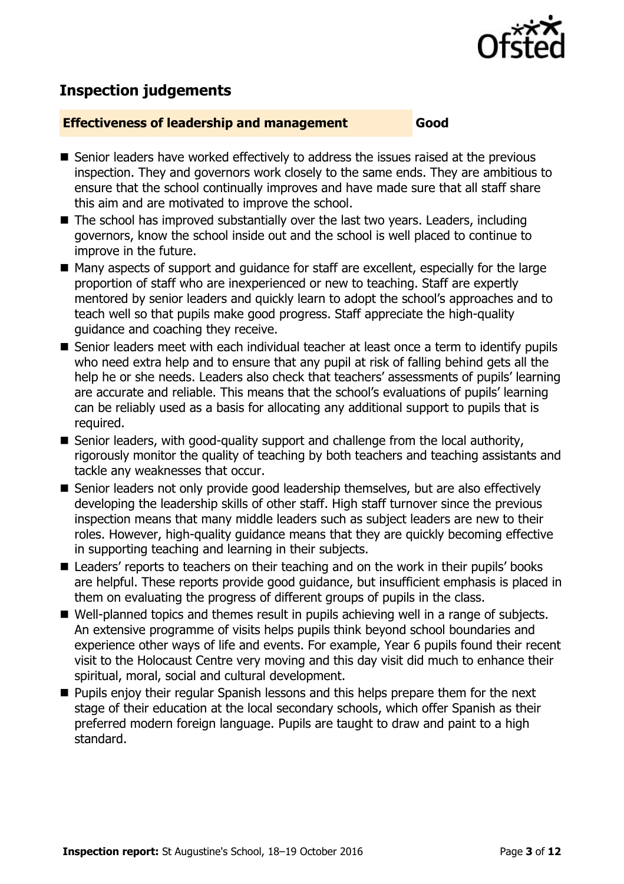## Inspection judgements

**Effectiveness of leadership and management** **Good**

- Senior leaders have worked effectively to address the issues raised at the previous inspection. They and governors work closely to the same ends. They are ambitious to ensure that the school continually improves and have made sure that all staff share this aim and are motivated to improve the school.
- The school has improved substantially over the last two years. Leaders, including governors, know the school inside out and the school is well placed to continue to improve in the future.
- Many aspects of support and guidance for staff are excellent, especially for the large proportion of staff who are inexperienced or new to teaching. Staff are expertly mentored by senior leaders and quickly learn to adopt the school's approaches and to teach well so that pupils make good progress. Staff appreciate the high-quality guidance and coaching they receive.
- Senior leaders meet with each individual teacher at least once a term to identify pupils who need extra help and to ensure that any pupil at risk of falling behind gets all the help he or she needs. Leaders also check that teachers' assessments of pupils' learning are accurate and reliable. This means that the school's evaluations of pupils' learning can be reliably used as a basis for allocating any additional support to pupils that is required.
- Senior leaders, with good-quality support and challenge from the local authority, rigorously monitor the quality of teaching by both teachers and teaching assistants and tackle any weaknesses that occur.
- Senior leaders not only provide good leadership themselves, but are also effectively developing the leadership skills of other staff. High staff turnover since the previous inspection means that many middle leaders such as subject leaders are new to their roles. However, high-quality guidance means that they are quickly becoming effective in supporting teaching and learning in their subjects.
- Leaders' reports to teachers on their teaching and on the work in their pupils' books are helpful. These reports provide good guidance, but insufficient emphasis is placed in them on evaluating the progress of different groups of pupils in the class.
- Well-planned topics and themes result in pupils achieving well in a range of subjects. An extensive programme of visits helps pupils think beyond school boundaries and experience other ways of life and events. For example, Year 6 pupils found their recent visit to the Holocaust Centre very moving and this day visit did much to enhance their spiritual, moral, social and cultural development.
- Pupils enjoy their regular Spanish lessons and this helps prepare them for the next stage of their education at the local secondary schools, which offer Spanish as their preferred modern foreign language. Pupils are taught to draw and paint to a high standard.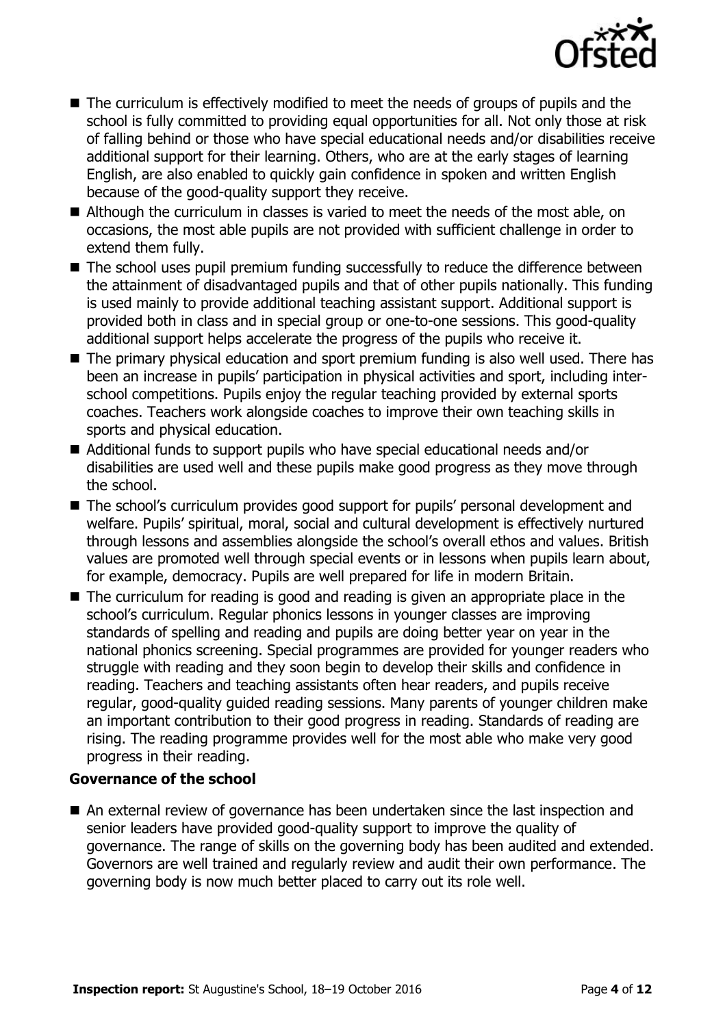- The curriculum is effectively modified to meet the needs of groups of pupils and the school is fully committed to providing equal opportunities for all. Not only those at risk of falling behind or those who have special educational needs and/or disabilities receive additional support for their learning. Others, who are at the early stages of learning English, are also enabled to quickly gain confidence in spoken and written English because of the good-quality support they receive.
- Although the curriculum in classes is varied to meet the needs of the most able, on occasions, the most able pupils are not provided with sufficient challenge in order to extend them fully.
- The school uses pupil premium funding successfully to reduce the difference between the attainment of disadvantaged pupils and that of other pupils nationally. This funding is used mainly to provide additional teaching assistant support. Additional support is provided both in class and in special group or one-to-one sessions. This good-quality additional support helps accelerate the progress of the pupils who receive it.
- The primary physical education and sport premium funding is also well used. There has been an increase in pupils' participation in physical activities and sport, including inter-school competitions. Pupils enjoy the regular teaching provided by external sports coaches. Teachers work alongside coaches to improve their own teaching skills in sports and physical education.
- Additional funds to support pupils who have special educational needs and/or disabilities are used well and these pupils make good progress as they move through the school.
- The school's curriculum provides good support for pupils' personal development and welfare. Pupils' spiritual, moral, social and cultural development is effectively nurtured through lessons and assemblies alongside the school's overall ethos and values. British values are promoted well through special events or in lessons when pupils learn about, for example, democracy. Pupils are well prepared for life in modern Britain.
- The curriculum for reading is good and reading is given an appropriate place in the school's curriculum. Regular phonics lessons in younger classes are improving standards of spelling and reading and pupils are doing better year on year in the national phonics screening. Special programmes are provided for younger readers who struggle with reading and they soon begin to develop their skills and confidence in reading. Teachers and teaching assistants often hear readers, and pupils receive regular, good-quality guided reading sessions. Many parents of younger children make an important contribution to their good progress in reading. Standards of reading are rising. The reading programme provides well for the most able who make very good progress in their reading.

**Governance of the school**

- An external review of governance has been undertaken since the last inspection and senior leaders have provided good-quality support to improve the quality of governance. The range of skills on the governing body has been audited and extended. Governors are well trained and regularly review and audit their own performance. The governing body is now much better placed to carry out its role well.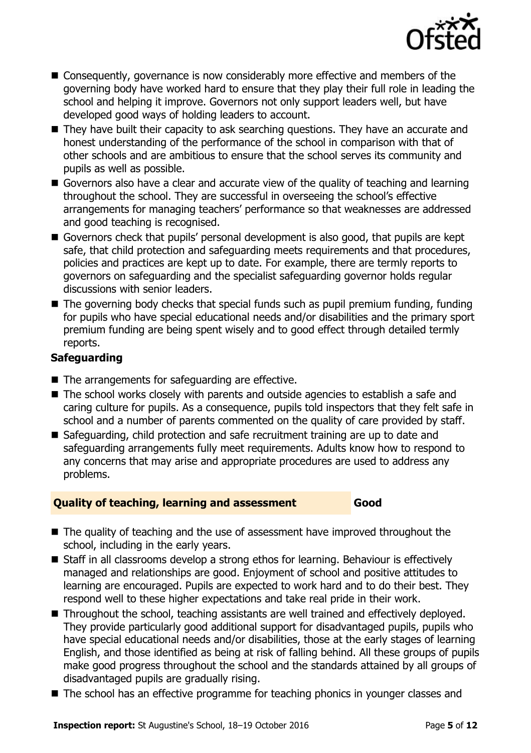- Consequently, governance is now considerably more effective and members of the governing body have worked hard to ensure that they play their full role in leading the school and helping it improve. Governors not only support leaders well, but have developed good ways of holding leaders to account.
- They have built their capacity to ask searching questions. They have an accurate and honest understanding of the performance of the school in comparison with that of other schools and are ambitious to ensure that the school serves its community and pupils as well as possible.
- Governors also have a clear and accurate view of the quality of teaching and learning throughout the school. They are successful in overseeing the school's effective arrangements for managing teachers' performance so that weaknesses are addressed and good teaching is recognised.
- Governors check that pupils' personal development is also good, that pupils are kept safe, that child protection and safeguarding meets requirements and that procedures, policies and practices are kept up to date. For example, there are termly reports to governors on safeguarding and the specialist safeguarding governor holds regular discussions with senior leaders.
- The governing body checks that special funds such as pupil premium funding, funding for pupils who have special educational needs and/or disabilities and the primary sport premium funding are being spent wisely and to good effect through detailed termly reports.

**Safeguarding**

- The arrangements for safeguarding are effective.
- The school works closely with parents and outside agencies to establish a safe and caring culture for pupils. As a consequence, pupils told inspectors that they felt safe in school and a number of parents commented on the quality of care provided by staff.
- Safeguarding, child protection and safe recruitment training are up to date and safeguarding arrangements fully meet requirements. Adults know how to respond to any concerns that may arise and appropriate procedures are used to address any problems.

## Quality of teaching, learning and assessment — Good

- The quality of teaching and the use of assessment have improved throughout the school, including in the early years.
- Staff in all classrooms develop a strong ethos for learning. Behaviour is effectively managed and relationships are good. Enjoyment of school and positive attitudes to learning are encouraged. Pupils are expected to work hard and to do their best. They respond well to these higher expectations and take real pride in their work.
- Throughout the school, teaching assistants are well trained and effectively deployed. They provide particularly good additional support for disadvantaged pupils, pupils who have special educational needs and/or disabilities, those at the early stages of learning English, and those identified as being at risk of falling behind. All these groups of pupils make good progress throughout the school and the standards attained by all groups of disadvantaged pupils are gradually rising.
- The school has an effective programme for teaching phonics in younger classes and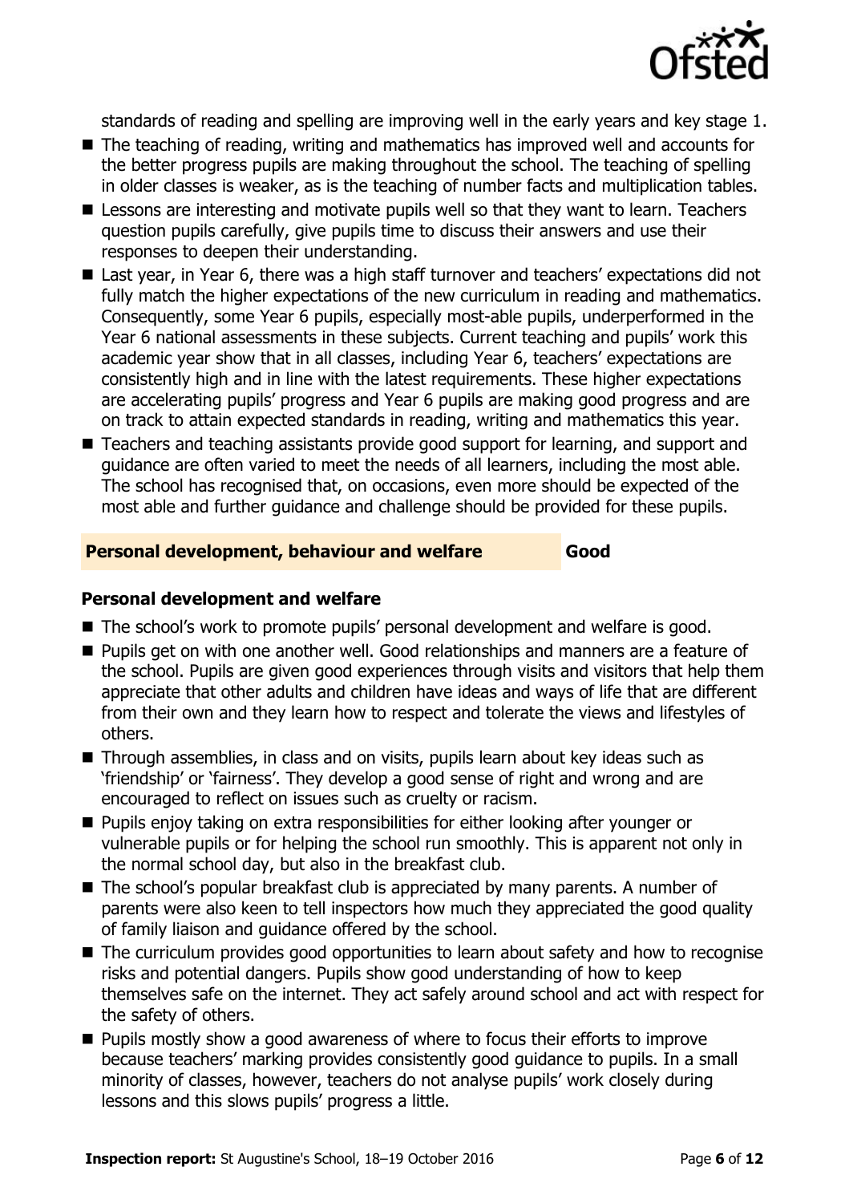standards of reading and spelling are improving well in the early years and key stage 1.

- The teaching of reading, writing and mathematics has improved well and accounts for the better progress pupils are making throughout the school. The teaching of spelling in older classes is weaker, as is the teaching of number facts and multiplication tables.
- Lessons are interesting and motivate pupils well so that they want to learn. Teachers question pupils carefully, give pupils time to discuss their answers and use their responses to deepen their understanding.
- Last year, in Year 6, there was a high staff turnover and teachers' expectations did not fully match the higher expectations of the new curriculum in reading and mathematics. Consequently, some Year 6 pupils, especially most-able pupils, underperformed in the Year 6 national assessments in these subjects. Current teaching and pupils' work this academic year show that in all classes, including Year 6, teachers' expectations are consistently high and in line with the latest requirements. These higher expectations are accelerating pupils' progress and Year 6 pupils are making good progress and are on track to attain expected standards in reading, writing and mathematics this year.
- Teachers and teaching assistants provide good support for learning, and support and guidance are often varied to meet the needs of all learners, including the most able. The school has recognised that, on occasions, even more should be expected of the most able and further guidance and challenge should be provided for these pupils.

## Personal development, behaviour and welfare — Good

### Personal development and welfare

- The school's work to promote pupils' personal development and welfare is good.
- Pupils get on with one another well. Good relationships and manners are a feature of the school. Pupils are given good experiences through visits and visitors that help them appreciate that other adults and children have ideas and ways of life that are different from their own and they learn how to respect and tolerate the views and lifestyles of others.
- Through assemblies, in class and on visits, pupils learn about key ideas such as 'friendship' or 'fairness'. They develop a good sense of right and wrong and are encouraged to reflect on issues such as cruelty or racism.
- Pupils enjoy taking on extra responsibilities for either looking after younger or vulnerable pupils or for helping the school run smoothly. This is apparent not only in the normal school day, but also in the breakfast club.
- The school's popular breakfast club is appreciated by many parents. A number of parents were also keen to tell inspectors how much they appreciated the good quality of family liaison and guidance offered by the school.
- The curriculum provides good opportunities to learn about safety and how to recognise risks and potential dangers. Pupils show good understanding of how to keep themselves safe on the internet. They act safely around school and act with respect for the safety of others.
- Pupils mostly show a good awareness of where to focus their efforts to improve because teachers' marking provides consistently good guidance to pupils. In a small minority of classes, however, teachers do not analyse pupils' work closely during lessons and this slows pupils' progress a little.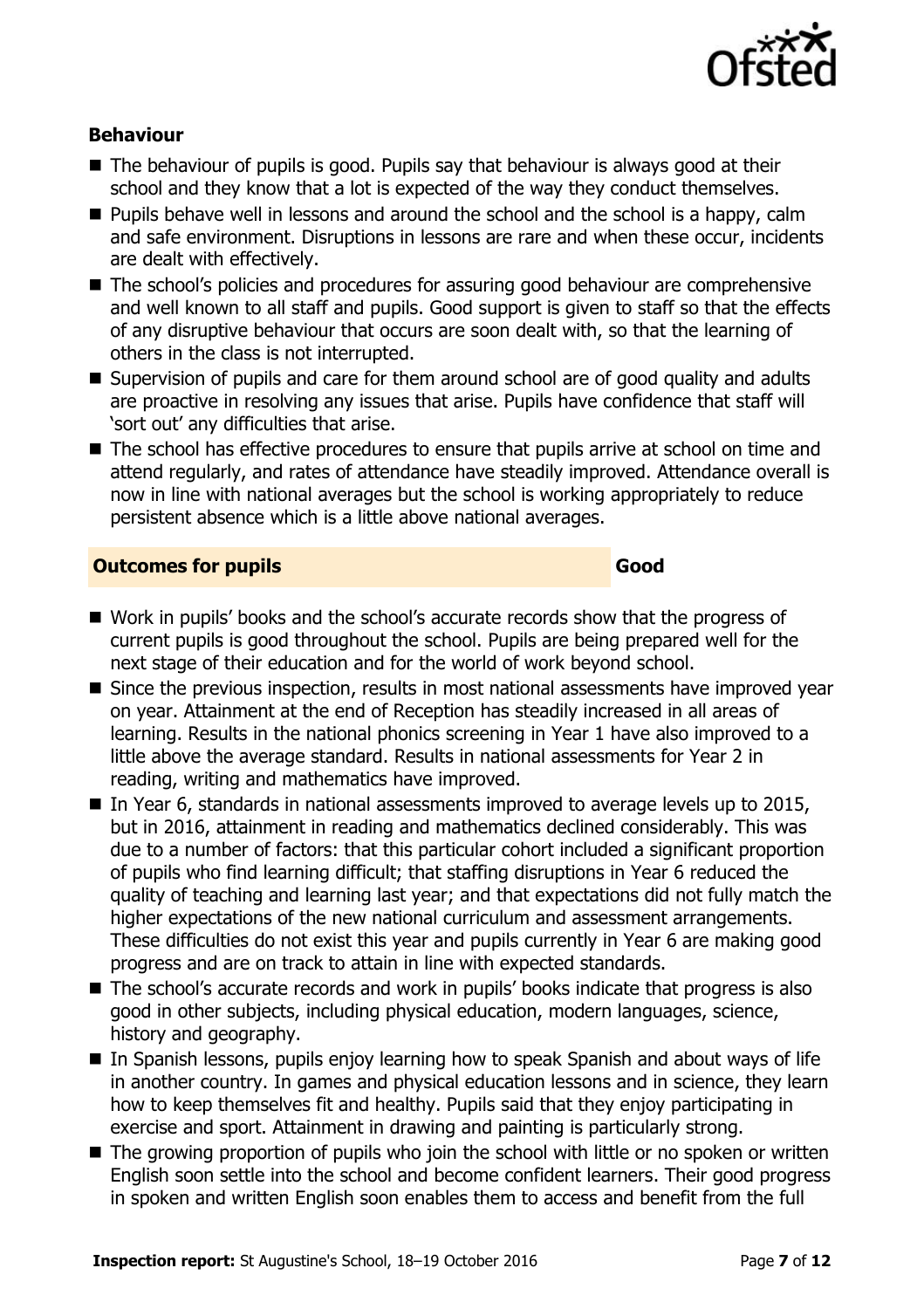### Behaviour

- The behaviour of pupils is good. Pupils say that behaviour is always good at their school and they know that a lot is expected of the way they conduct themselves.
- Pupils behave well in lessons and around the school and the school is a happy, calm and safe environment. Disruptions in lessons are rare and when these occur, incidents are dealt with effectively.
- The school's policies and procedures for assuring good behaviour are comprehensive and well known to all staff and pupils. Good support is given to staff so that the effects of any disruptive behaviour that occurs are soon dealt with, so that the learning of others in the class is not interrupted.
- Supervision of pupils and care for them around school are of good quality and adults are proactive in resolving any issues that arise. Pupils have confidence that staff will 'sort out' any difficulties that arise.
- The school has effective procedures to ensure that pupils arrive at school on time and attend regularly, and rates of attendance have steadily improved. Attendance overall is now in line with national averages but the school is working appropriately to reduce persistent absence which is a little above national averages.

## Outcomes for pupils — Good

- Work in pupils' books and the school's accurate records show that the progress of current pupils is good throughout the school. Pupils are being prepared well for the next stage of their education and for the world of work beyond school.
- Since the previous inspection, results in most national assessments have improved year on year. Attainment at the end of Reception has steadily increased in all areas of learning. Results in the national phonics screening in Year 1 have also improved to a little above the average standard. Results in national assessments for Year 2 in reading, writing and mathematics have improved.
- In Year 6, standards in national assessments improved to average levels up to 2015, but in 2016, attainment in reading and mathematics declined considerably. This was due to a number of factors: that this particular cohort included a significant proportion of pupils who find learning difficult; that staffing disruptions in Year 6 reduced the quality of teaching and learning last year; and that expectations did not fully match the higher expectations of the new national curriculum and assessment arrangements. These difficulties do not exist this year and pupils currently in Year 6 are making good progress and are on track to attain in line with expected standards.
- The school's accurate records and work in pupils' books indicate that progress is also good in other subjects, including physical education, modern languages, science, history and geography.
- In Spanish lessons, pupils enjoy learning how to speak Spanish and about ways of life in another country. In games and physical education lessons and in science, they learn how to keep themselves fit and healthy. Pupils said that they enjoy participating in exercise and sport. Attainment in drawing and painting is particularly strong.
- The growing proportion of pupils who join the school with little or no spoken or written English soon settle into the school and become confident learners. Their good progress in spoken and written English soon enables them to access and benefit from the full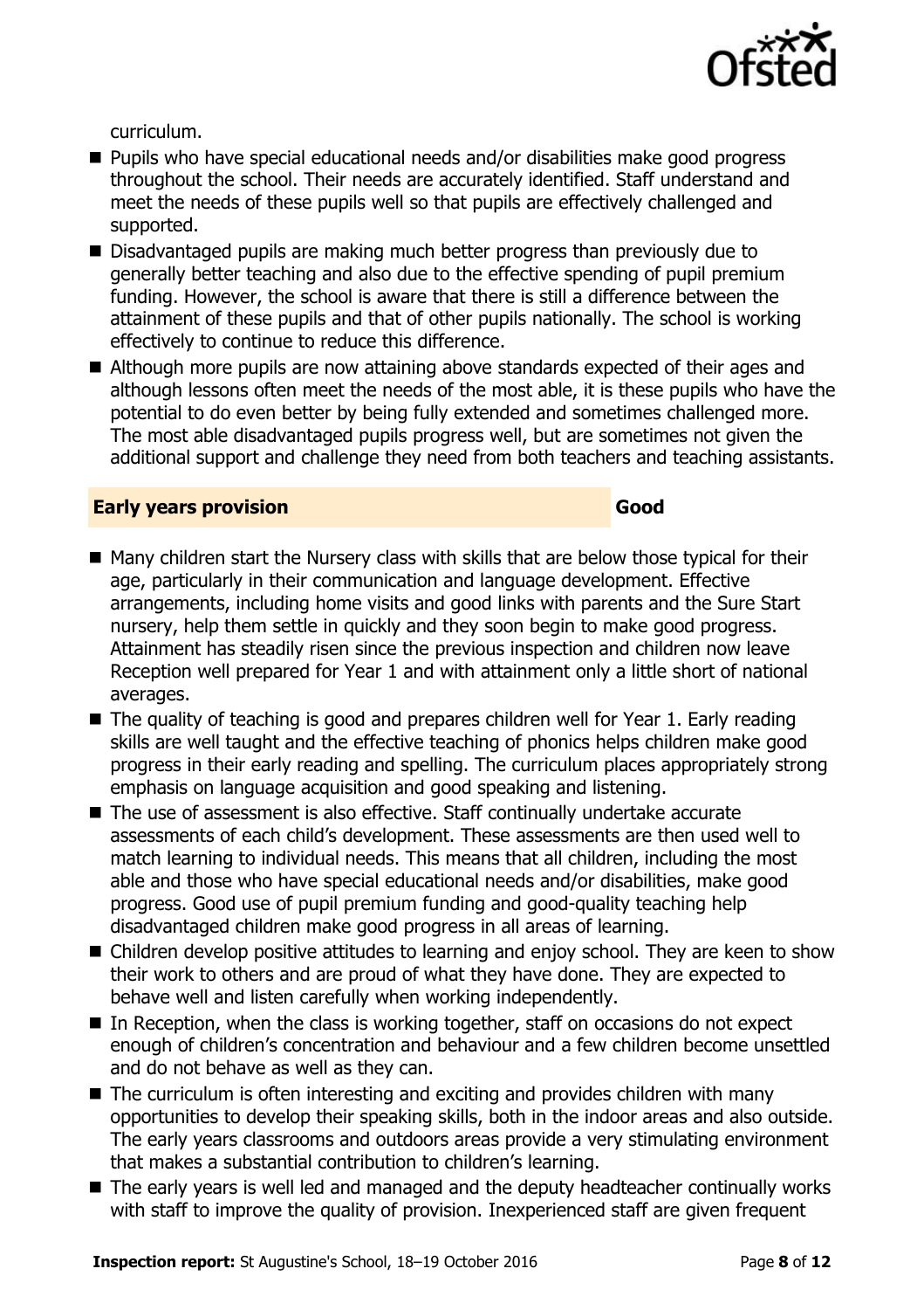curriculum.

- Pupils who have special educational needs and/or disabilities make good progress throughout the school. Their needs are accurately identified. Staff understand and meet the needs of these pupils well so that pupils are effectively challenged and supported.
- Disadvantaged pupils are making much better progress than previously due to generally better teaching and also due to the effective spending of pupil premium funding. However, the school is aware that there is still a difference between the attainment of these pupils and that of other pupils nationally. The school is working effectively to continue to reduce this difference.
- Although more pupils are now attaining above standards expected of their ages and although lessons often meet the needs of the most able, it is these pupils who have the potential to do even better by being fully extended and sometimes challenged more. The most able disadvantaged pupils progress well, but are sometimes not given the additional support and challenge they need from both teachers and teaching assistants.

## Early years provision — Good

- Many children start the Nursery class with skills that are below those typical for their age, particularly in their communication and language development. Effective arrangements, including home visits and good links with parents and the Sure Start nursery, help them settle in quickly and they soon begin to make good progress. Attainment has steadily risen since the previous inspection and children now leave Reception well prepared for Year 1 and with attainment only a little short of national averages.
- The quality of teaching is good and prepares children well for Year 1. Early reading skills are well taught and the effective teaching of phonics helps children make good progress in their early reading and spelling. The curriculum places appropriately strong emphasis on language acquisition and good speaking and listening.
- The use of assessment is also effective. Staff continually undertake accurate assessments of each child's development. These assessments are then used well to match learning to individual needs. This means that all children, including the most able and those who have special educational needs and/or disabilities, make good progress. Good use of pupil premium funding and good-quality teaching help disadvantaged children make good progress in all areas of learning.
- Children develop positive attitudes to learning and enjoy school. They are keen to show their work to others and are proud of what they have done. They are expected to behave well and listen carefully when working independently.
- In Reception, when the class is working together, staff on occasions do not expect enough of children's concentration and behaviour and a few children become unsettled and do not behave as well as they can.
- The curriculum is often interesting and exciting and provides children with many opportunities to develop their speaking skills, both in the indoor areas and also outside. The early years classrooms and outdoors areas provide a very stimulating environment that makes a substantial contribution to children's learning.
- The early years is well led and managed and the deputy headteacher continually works with staff to improve the quality of provision. Inexperienced staff are given frequent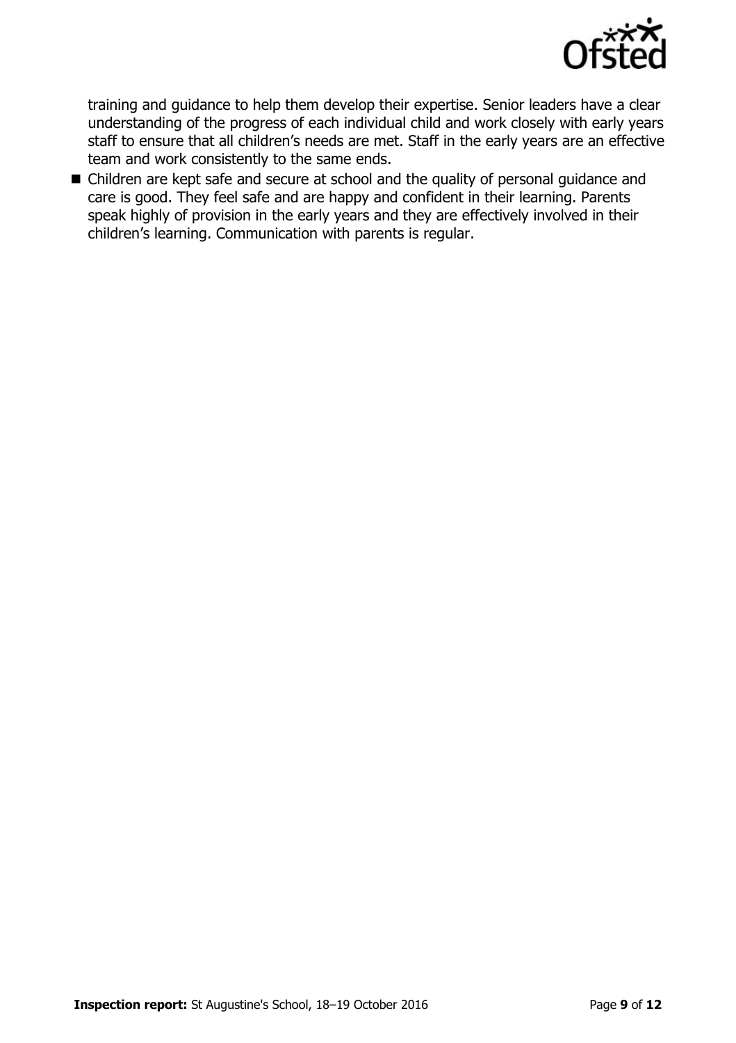training and guidance to help them develop their expertise. Senior leaders have a clear understanding of the progress of each individual child and work closely with early years staff to ensure that all children's needs are met. Staff in the early years are an effective team and work consistently to the same ends.

- Children are kept safe and secure at school and the quality of personal guidance and care is good. They feel safe and are happy and confident in their learning. Parents speak highly of provision in the early years and they are effectively involved in their children's learning. Communication with parents is regular.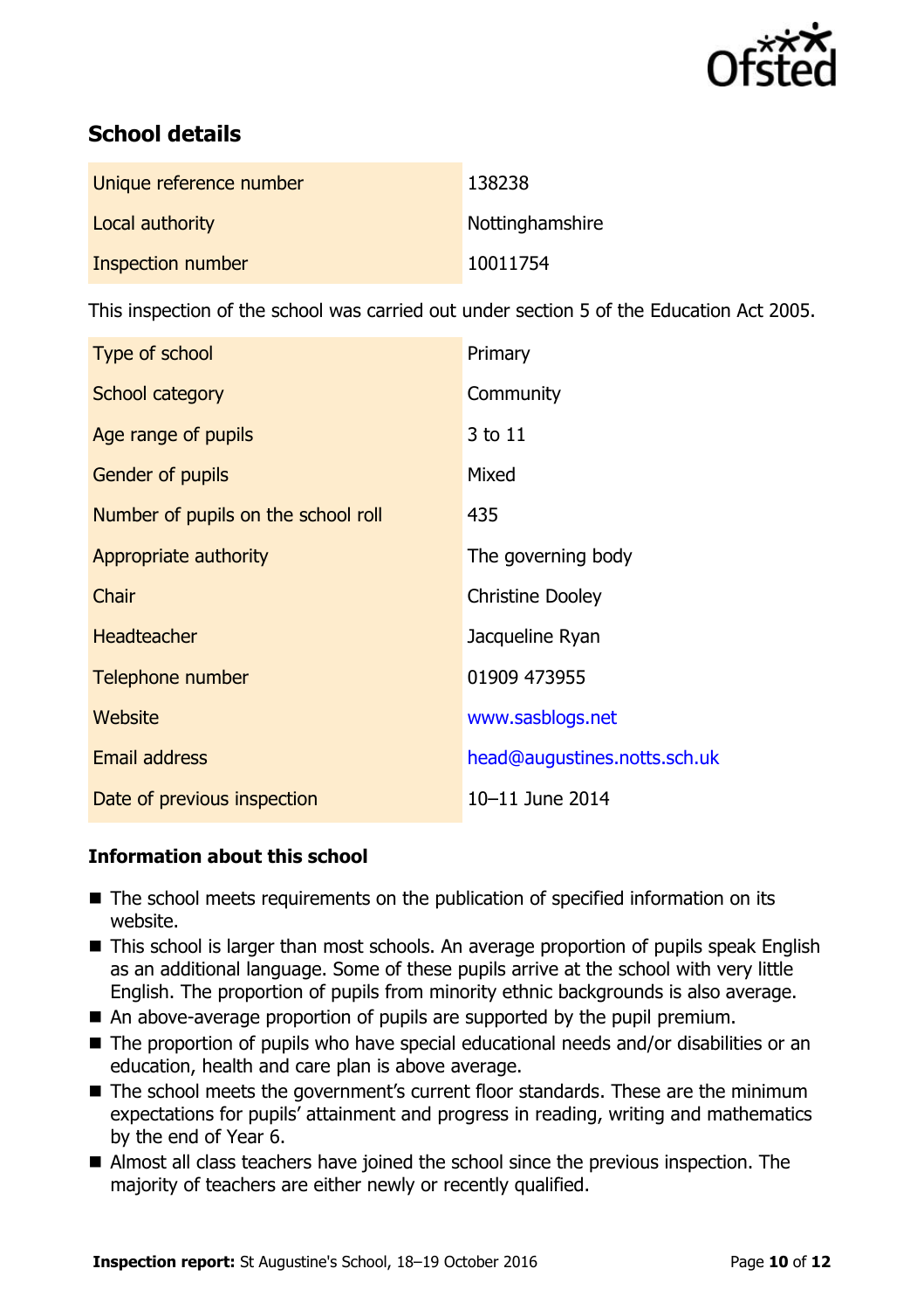## School details

| | |
|---|---|
| Unique reference number | 138238 |
| Local authority | Nottinghamshire |
| Inspection number | 10011754 |

This inspection of the school was carried out under section 5 of the Education Act 2005.

| | |
|---|---|
| Type of school | Primary |
| School category | Community |
| Age range of pupils | 3 to 11 |
| Gender of pupils | Mixed |
| Number of pupils on the school roll | 435 |
| Appropriate authority | The governing body |
| Chair | Christine Dooley |
| Headteacher | Jacqueline Ryan |
| Telephone number | 01909 473955 |
| Website | www.sasblogs.net |
| Email address | head@augustines.notts.sch.uk |
| Date of previous inspection | 10–11 June 2014 |

### Information about this school

- The school meets requirements on the publication of specified information on its website.
- This school is larger than most schools. An average proportion of pupils speak English as an additional language. Some of these pupils arrive at the school with very little English. The proportion of pupils from minority ethnic backgrounds is also average.
- An above-average proportion of pupils are supported by the pupil premium.
- The proportion of pupils who have special educational needs and/or disabilities or an education, health and care plan is above average.
- The school meets the government's current floor standards. These are the minimum expectations for pupils' attainment and progress in reading, writing and mathematics by the end of Year 6.
- Almost all class teachers have joined the school since the previous inspection. The majority of teachers are either newly or recently qualified.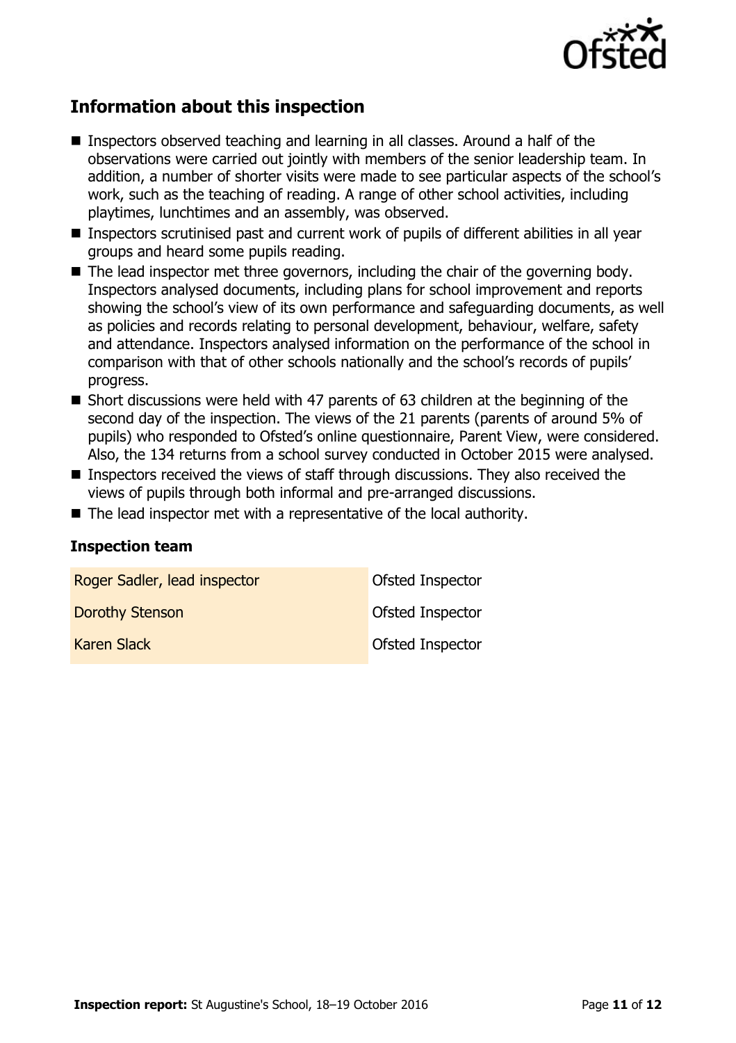## Information about this inspection

- Inspectors observed teaching and learning in all classes. Around a half of the observations were carried out jointly with members of the senior leadership team. In addition, a number of shorter visits were made to see particular aspects of the school's work, such as the teaching of reading. A range of other school activities, including playtimes, lunchtimes and an assembly, was observed.
- Inspectors scrutinised past and current work of pupils of different abilities in all year groups and heard some pupils reading.
- The lead inspector met three governors, including the chair of the governing body. Inspectors analysed documents, including plans for school improvement and reports showing the school's view of its own performance and safeguarding documents, as well as policies and records relating to personal development, behaviour, welfare, safety and attendance. Inspectors analysed information on the performance of the school in comparison with that of other schools nationally and the school's records of pupils' progress.
- Short discussions were held with 47 parents of 63 children at the beginning of the second day of the inspection. The views of the 21 parents (parents of around 5% of pupils) who responded to Ofsted's online questionnaire, Parent View, were considered. Also, the 134 returns from a school survey conducted in October 2015 were analysed.
- Inspectors received the views of staff through discussions. They also received the views of pupils through both informal and pre-arranged discussions.
- The lead inspector met with a representative of the local authority.

### Inspection team

| | |
|---|---|
| Roger Sadler, lead inspector | Ofsted Inspector |
| Dorothy Stenson | Ofsted Inspector |
| Karen Slack | Ofsted Inspector |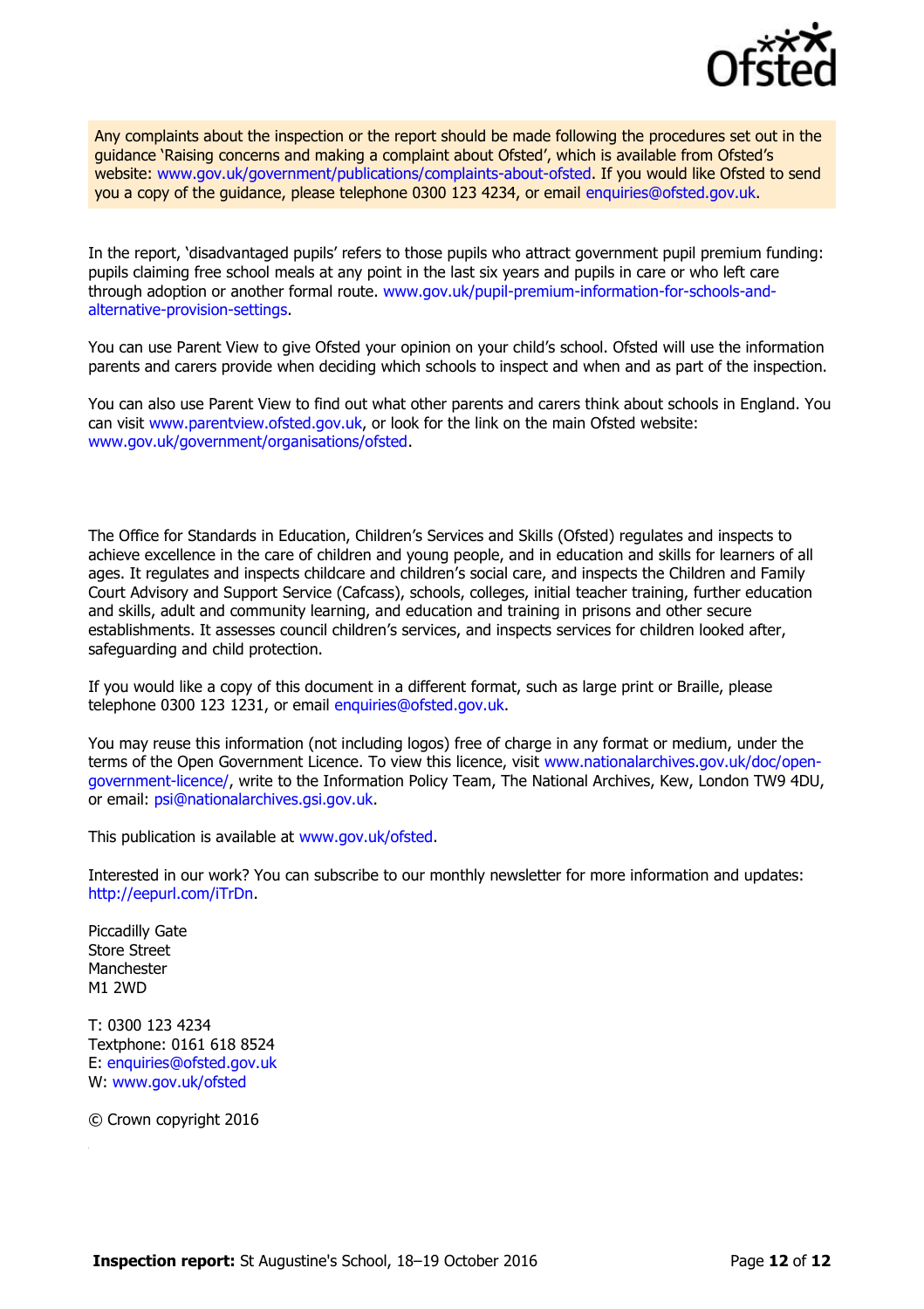Any complaints about the inspection or the report should be made following the procedures set out in the guidance 'Raising concerns and making a complaint about Ofsted', which is available from Ofsted's website: www.gov.uk/government/publications/complaints-about-ofsted. If you would like Ofsted to send you a copy of the guidance, please telephone 0300 123 4234, or email enquiries@ofsted.gov.uk.

In the report, 'disadvantaged pupils' refers to those pupils who attract government pupil premium funding: pupils claiming free school meals at any point in the last six years and pupils in care or who left care through adoption or another formal route. www.gov.uk/pupil-premium-information-for-schools-and-alternative-provision-settings.

You can use Parent View to give Ofsted your opinion on your child's school. Ofsted will use the information parents and carers provide when deciding which schools to inspect and when and as part of the inspection.

You can also use Parent View to find out what other parents and carers think about schools in England. You can visit www.parentview.ofsted.gov.uk, or look for the link on the main Ofsted website: www.gov.uk/government/organisations/ofsted.

The Office for Standards in Education, Children's Services and Skills (Ofsted) regulates and inspects to achieve excellence in the care of children and young people, and in education and skills for learners of all ages. It regulates and inspects childcare and children's social care, and inspects the Children and Family Court Advisory and Support Service (Cafcass), schools, colleges, initial teacher training, further education and skills, adult and community learning, and education and training in prisons and other secure establishments. It assesses council children's services, and inspects services for children looked after, safeguarding and child protection.

If you would like a copy of this document in a different format, such as large print or Braille, please telephone 0300 123 1231, or email enquiries@ofsted.gov.uk.

You may reuse this information (not including logos) free of charge in any format or medium, under the terms of the Open Government Licence. To view this licence, visit www.nationalarchives.gov.uk/doc/open-government-licence/, write to the Information Policy Team, The National Archives, Kew, London TW9 4DU, or email: psi@nationalarchives.gsi.gov.uk.

This publication is available at www.gov.uk/ofsted.

Interested in our work? You can subscribe to our monthly newsletter for more information and updates: http://eepurl.com/iTrDn.

Piccadilly Gate
Store Street
Manchester
M1 2WD

T: 0300 123 4234
Textphone: 0161 618 8524
E: enquiries@ofsted.gov.uk
W: www.gov.uk/ofsted

© Crown copyright 2016